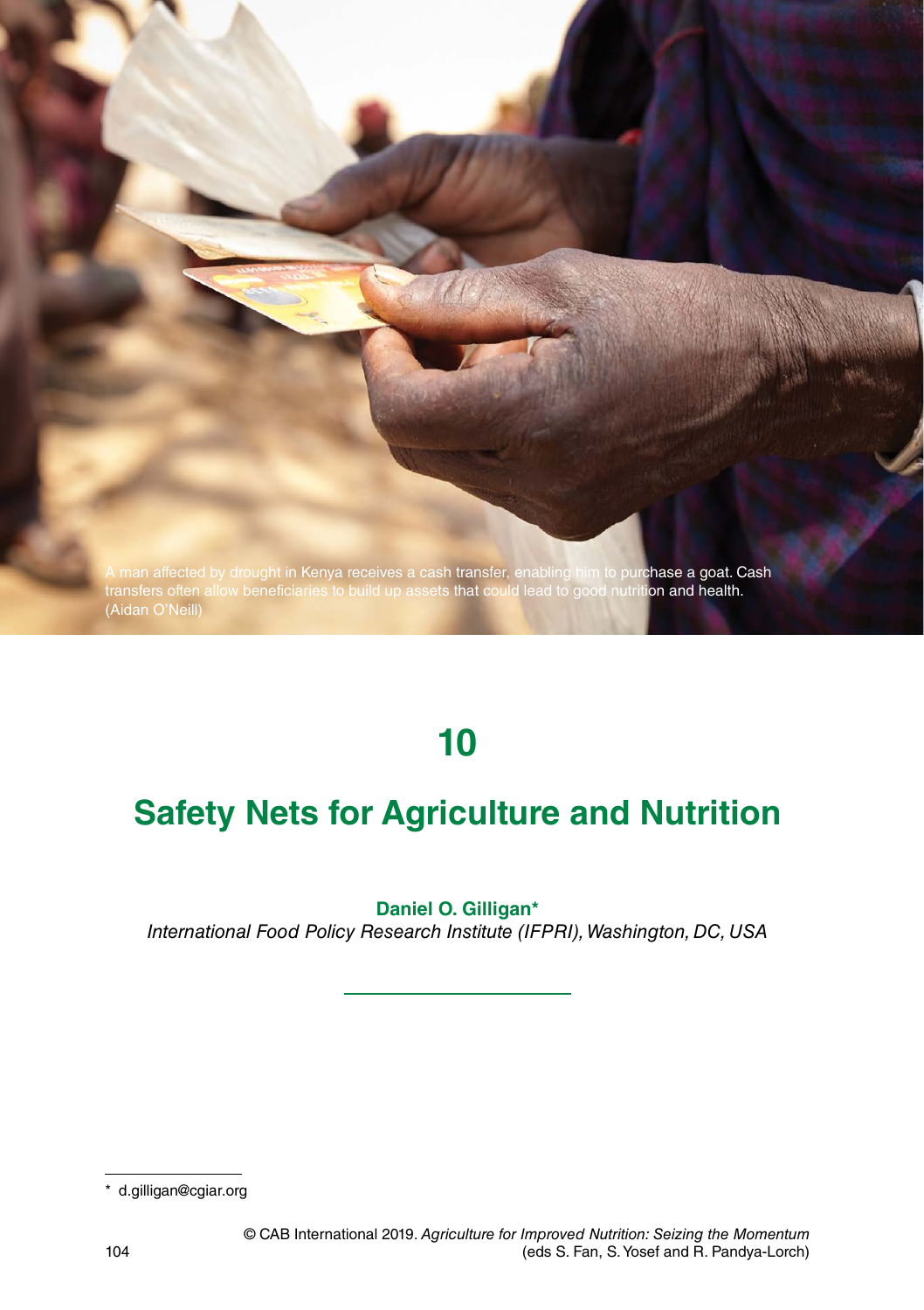A man affected by drought in Kenya receives a cash transfer, enabling him to purchase a goat. Cash transfers often allow beneficiaries to build up assets that could lead to good nutrition and health. (Aidan O'Neill)

# 10

# Safety Nets for Agriculture and Nutrition

**Daniel O. Gilligan***

*International Food Policy Research Institute (IFPRI), Washington, DC, USA*

---

\* d.gilligan@cgiar.org

© CAB International 2019. *Agriculture for Improved Nutrition: Seizing the Momentum* (eds S. Fan, S. Yosef and R. Pandya-Lorch)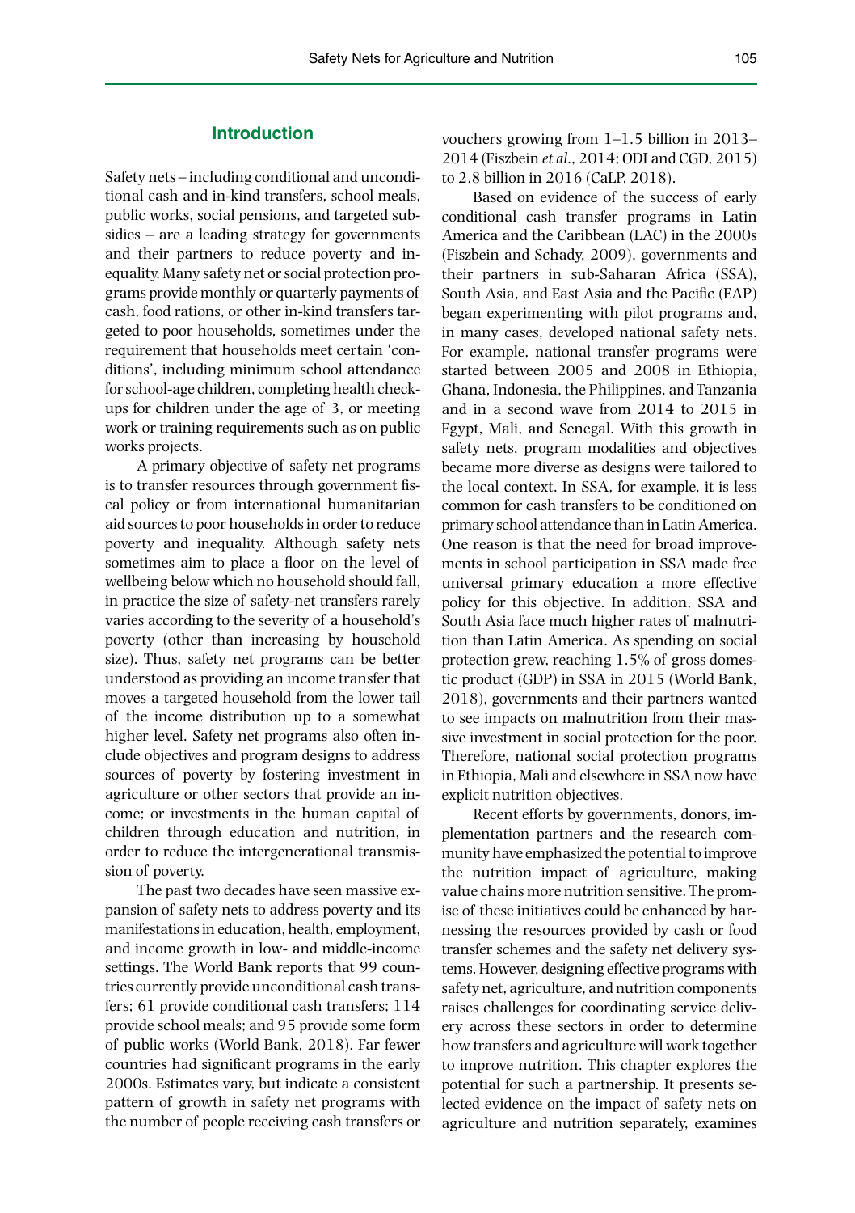## Introduction

Safety nets – including conditional and unconditional cash and in-kind transfers, school meals, public works, social pensions, and targeted subsidies – are a leading strategy for governments and their partners to reduce poverty and inequality. Many safety net or social protection programs provide monthly or quarterly payments of cash, food rations, or other in-kind transfers targeted to poor households, sometimes under the requirement that households meet certain 'conditions', including minimum school attendance for school-age children, completing health checkups for children under the age of 3, or meeting work or training requirements such as on public works projects.

A primary objective of safety net programs is to transfer resources through government fiscal policy or from international humanitarian aid sources to poor households in order to reduce poverty and inequality. Although safety nets sometimes aim to place a floor on the level of wellbeing below which no household should fall, in practice the size of safety-net transfers rarely varies according to the severity of a household's poverty (other than increasing by household size). Thus, safety net programs can be better understood as providing an income transfer that moves a targeted household from the lower tail of the income distribution up to a somewhat higher level. Safety net programs also often include objectives and program designs to address sources of poverty by fostering investment in agriculture or other sectors that provide an income; or investments in the human capital of children through education and nutrition, in order to reduce the intergenerational transmission of poverty.

The past two decades have seen massive expansion of safety nets to address poverty and its manifestations in education, health, employment, and income growth in low- and middle-income settings. The World Bank reports that 99 countries currently provide unconditional cash transfers; 61 provide conditional cash transfers; 114 provide school meals; and 95 provide some form of public works (World Bank, 2018). Far fewer countries had significant programs in the early 2000s. Estimates vary, but indicate a consistent pattern of growth in safety net programs with the number of people receiving cash transfers or vouchers growing from 1–1.5 billion in 2013–2014 (Fiszbein *et al.*, 2014; ODI and CGD, 2015) to 2.8 billion in 2016 (CaLP, 2018).

Based on evidence of the success of early conditional cash transfer programs in Latin America and the Caribbean (LAC) in the 2000s (Fiszbein and Schady, 2009), governments and their partners in sub-Saharan Africa (SSA), South Asia, and East Asia and the Pacific (EAP) began experimenting with pilot programs and, in many cases, developed national safety nets. For example, national transfer programs were started between 2005 and 2008 in Ethiopia, Ghana, Indonesia, the Philippines, and Tanzania and in a second wave from 2014 to 2015 in Egypt, Mali, and Senegal. With this growth in safety nets, program modalities and objectives became more diverse as designs were tailored to the local context. In SSA, for example, it is less common for cash transfers to be conditioned on primary school attendance than in Latin America. One reason is that the need for broad improvements in school participation in SSA made free universal primary education a more effective policy for this objective. In addition, SSA and South Asia face much higher rates of malnutrition than Latin America. As spending on social protection grew, reaching 1.5% of gross domestic product (GDP) in SSA in 2015 (World Bank, 2018), governments and their partners wanted to see impacts on malnutrition from their massive investment in social protection for the poor. Therefore, national social protection programs in Ethiopia, Mali and elsewhere in SSA now have explicit nutrition objectives.

Recent efforts by governments, donors, implementation partners and the research community have emphasized the potential to improve the nutrition impact of agriculture, making value chains more nutrition sensitive. The promise of these initiatives could be enhanced by harnessing the resources provided by cash or food transfer schemes and the safety net delivery systems. However, designing effective programs with safety net, agriculture, and nutrition components raises challenges for coordinating service delivery across these sectors in order to determine how transfers and agriculture will work together to improve nutrition. This chapter explores the potential for such a partnership. It presents selected evidence on the impact of safety nets on agriculture and nutrition separately, examines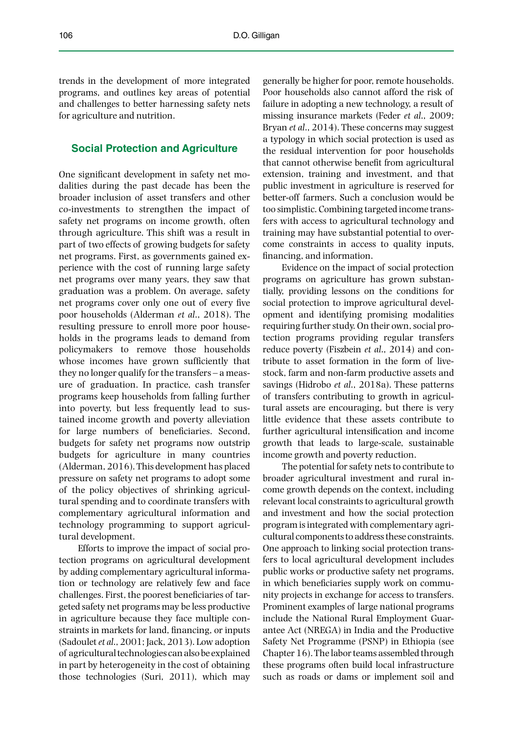trends in the development of more integrated programs, and outlines key areas of potential and challenges to better harnessing safety nets for agriculture and nutrition.

## Social Protection and Agriculture

One significant development in safety net modalities during the past decade has been the broader inclusion of asset transfers and other co-investments to strengthen the impact of safety net programs on income growth, often through agriculture. This shift was a result in part of two effects of growing budgets for safety net programs. First, as governments gained experience with the cost of running large safety net programs over many years, they saw that graduation was a problem. On average, safety net programs cover only one out of every five poor households (Alderman *et al*., 2018). The resulting pressure to enroll more poor households in the programs leads to demand from policymakers to remove those households whose incomes have grown sufficiently that they no longer qualify for the transfers – a measure of graduation. In practice, cash transfer programs keep households from falling further into poverty, but less frequently lead to sustained income growth and poverty alleviation for large numbers of beneficiaries. Second, budgets for safety net programs now outstrip budgets for agriculture in many countries (Alderman, 2016). This development has placed pressure on safety net programs to adopt some of the policy objectives of shrinking agricultural spending and to coordinate transfers with complementary agricultural information and technology programming to support agricultural development.

Efforts to improve the impact of social protection programs on agricultural development by adding complementary agricultural information or technology are relatively few and face challenges. First, the poorest beneficiaries of targeted safety net programs may be less productive in agriculture because they face multiple constraints in markets for land, financing, or inputs (Sadoulet *et al*., 2001; Jack, 2013). Low adoption of agricultural technologies can also be explained in part by heterogeneity in the cost of obtaining those technologies (Suri, 2011), which may generally be higher for poor, remote households. Poor households also cannot afford the risk of failure in adopting a new technology, a result of missing insurance markets (Feder *et al*., 2009; Bryan *et al*., 2014). These concerns may suggest a typology in which social protection is used as the residual intervention for poor households that cannot otherwise benefit from agricultural extension, training and investment, and that public investment in agriculture is reserved for better-off farmers. Such a conclusion would be too simplistic. Combining targeted income transfers with access to agricultural technology and training may have substantial potential to overcome constraints in access to quality inputs, financing, and information.

Evidence on the impact of social protection programs on agriculture has grown substantially, providing lessons on the conditions for social protection to improve agricultural development and identifying promising modalities requiring further study. On their own, social protection programs providing regular transfers reduce poverty (Fiszbein *et al*., 2014) and contribute to asset formation in the form of livestock, farm and non-farm productive assets and savings (Hidrobo *et al*., 2018a). These patterns of transfers contributing to growth in agricultural assets are encouraging, but there is very little evidence that these assets contribute to further agricultural intensification and income growth that leads to large-scale, sustainable income growth and poverty reduction.

The potential for safety nets to contribute to broader agricultural investment and rural income growth depends on the context, including relevant local constraints to agricultural growth and investment and how the social protection program is integrated with complementary agricultural components to address these constraints. One approach to linking social protection transfers to local agricultural development includes public works or productive safety net programs, in which beneficiaries supply work on community projects in exchange for access to transfers. Prominent examples of large national programs include the National Rural Employment Guarantee Act (NREGA) in India and the Productive Safety Net Programme (PSNP) in Ethiopia (see Chapter 16). The labor teams assembled through these programs often build local infrastructure such as roads or dams or implement soil and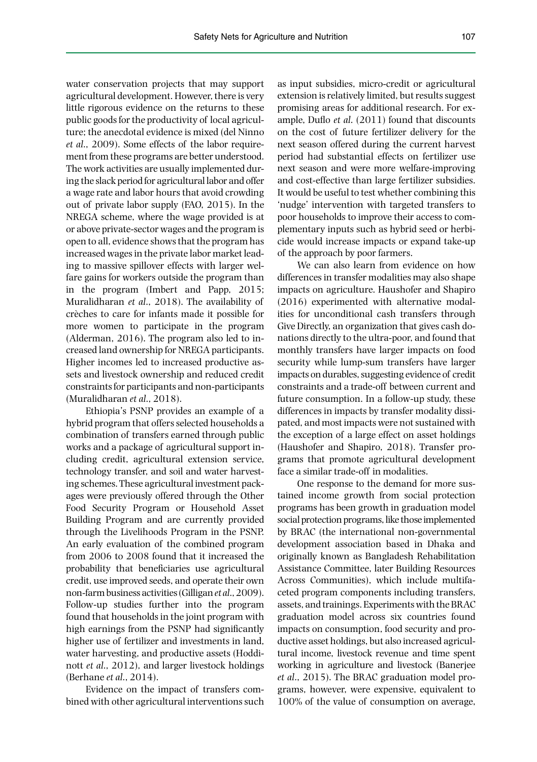water conservation projects that may support agricultural development. However, there is very little rigorous evidence on the returns to these public goods for the productivity of local agriculture; the anecdotal evidence is mixed (del Ninno *et al*., 2009). Some effects of the labor requirement from these programs are better understood. The work activities are usually implemented during the slack period for agricultural labor and offer a wage rate and labor hours that avoid crowding out of private labor supply (FAO, 2015). In the NREGA scheme, where the wage provided is at or above private-sector wages and the program is open to all, evidence shows that the program has increased wages in the private labor market leading to massive spillover effects with larger welfare gains for workers outside the program than in the program (Imbert and Papp, 2015; Muralidharan *et al*., 2018). The availability of crèches to care for infants made it possible for more women to participate in the program (Alderman, 2016). The program also led to increased land ownership for NREGA participants. Higher incomes led to increased productive assets and livestock ownership and reduced credit constraints for participants and non-participants (Muralidharan *et al*., 2018).

Ethiopia's PSNP provides an example of a hybrid program that offers selected households a combination of transfers earned through public works and a package of agricultural support including credit, agricultural extension service, technology transfer, and soil and water harvesting schemes. These agricultural investment packages were previously offered through the Other Food Security Program or Household Asset Building Program and are currently provided through the Livelihoods Program in the PSNP. An early evaluation of the combined program from 2006 to 2008 found that it increased the probability that beneficiaries use agricultural credit, use improved seeds, and operate their own non-farm business activities (Gilligan *et al*., 2009). Follow-up studies further into the program found that households in the joint program with high earnings from the PSNP had significantly higher use of fertilizer and investments in land, water harvesting, and productive assets (Hoddinott *et al*., 2012), and larger livestock holdings (Berhane *et al*., 2014).

Evidence on the impact of transfers combined with other agricultural interventions such as input subsidies, micro-credit or agricultural extension is relatively limited, but results suggest promising areas for additional research. For example, Duflo *et al*. (2011) found that discounts on the cost of future fertilizer delivery for the next season offered during the current harvest period had substantial effects on fertilizer use next season and were more welfare-improving and cost-effective than large fertilizer subsidies. It would be useful to test whether combining this 'nudge' intervention with targeted transfers to poor households to improve their access to complementary inputs such as hybrid seed or herbicide would increase impacts or expand take-up of the approach by poor farmers.

We can also learn from evidence on how differences in transfer modalities may also shape impacts on agriculture. Haushofer and Shapiro (2016) experimented with alternative modalities for unconditional cash transfers through Give Directly, an organization that gives cash donations directly to the ultra-poor, and found that monthly transfers have larger impacts on food security while lump-sum transfers have larger impacts on durables, suggesting evidence of credit constraints and a trade-off between current and future consumption. In a follow-up study, these differences in impacts by transfer modality dissipated, and most impacts were not sustained with the exception of a large effect on asset holdings (Haushofer and Shapiro, 2018). Transfer programs that promote agricultural development face a similar trade-off in modalities.

One response to the demand for more sustained income growth from social protection programs has been growth in graduation model social protection programs, like those implemented by BRAC (the international non-governmental development association based in Dhaka and originally known as Bangladesh Rehabilitation Assistance Committee, later Building Resources Across Communities), which include multifaceted program components including transfers, assets, and trainings. Experiments with the BRAC graduation model across six countries found impacts on consumption, food security and productive asset holdings, but also increased agricultural income, livestock revenue and time spent working in agriculture and livestock (Banerjee *et al*., 2015). The BRAC graduation model programs, however, were expensive, equivalent to 100% of the value of consumption on average,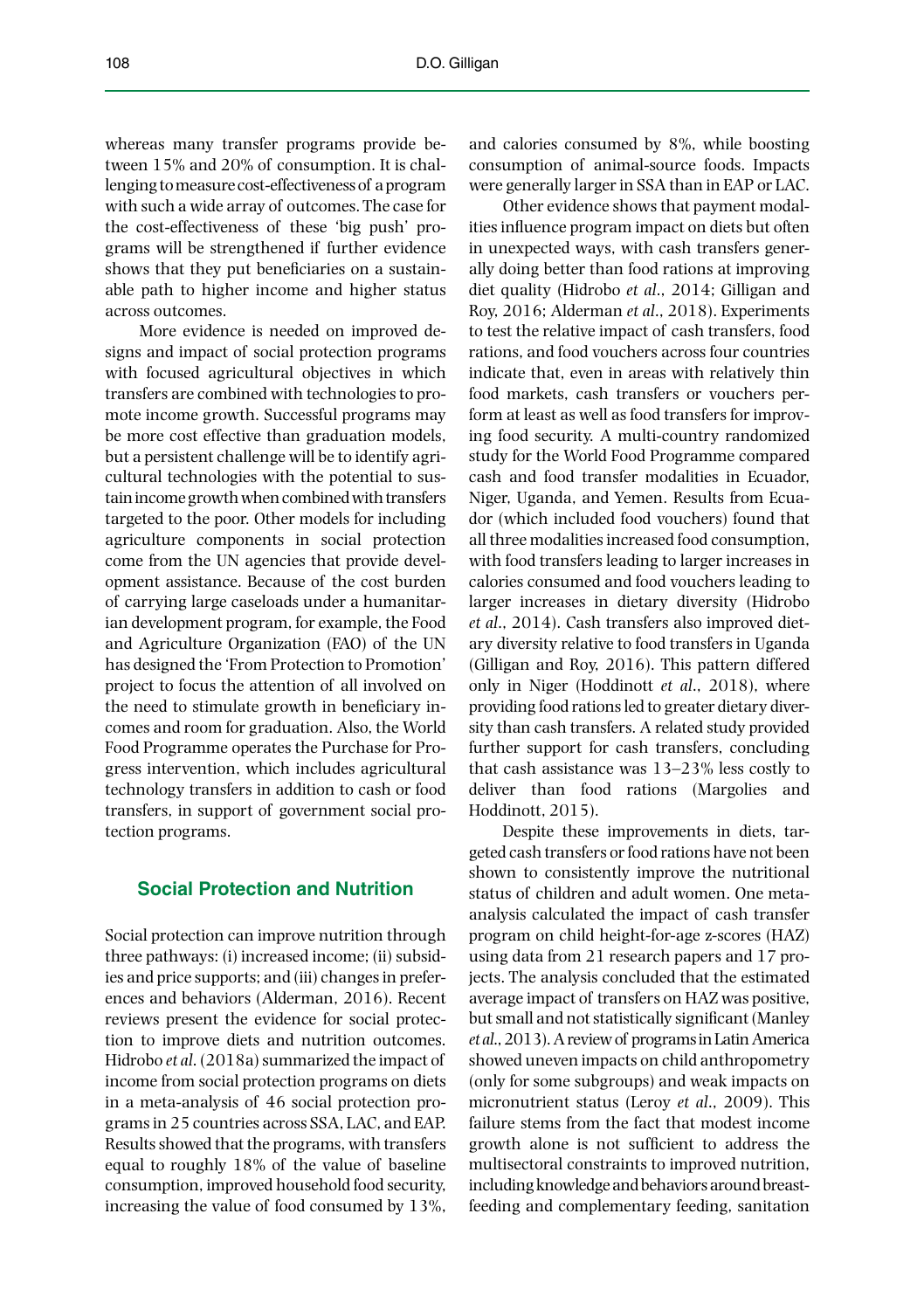whereas many transfer programs provide between 15% and 20% of consumption. It is challenging to measure cost-effectiveness of a program with such a wide array of outcomes. The case for the cost-effectiveness of these 'big push' programs will be strengthened if further evidence shows that they put beneficiaries on a sustainable path to higher income and higher status across outcomes.

More evidence is needed on improved designs and impact of social protection programs with focused agricultural objectives in which transfers are combined with technologies to promote income growth. Successful programs may be more cost effective than graduation models, but a persistent challenge will be to identify agricultural technologies with the potential to sustain income growth when combined with transfers targeted to the poor. Other models for including agriculture components in social protection come from the UN agencies that provide development assistance. Because of the cost burden of carrying large caseloads under a humanitarian development program, for example, the Food and Agriculture Organization (FAO) of the UN has designed the 'From Protection to Promotion' project to focus the attention of all involved on the need to stimulate growth in beneficiary incomes and room for graduation. Also, the World Food Programme operates the Purchase for Progress intervention, which includes agricultural technology transfers in addition to cash or food transfers, in support of government social protection programs.

## Social Protection and Nutrition

Social protection can improve nutrition through three pathways: (i) increased income; (ii) subsidies and price supports; and (iii) changes in preferences and behaviors (Alderman, 2016). Recent reviews present the evidence for social protection to improve diets and nutrition outcomes. Hidrobo *et al*. (2018a) summarized the impact of income from social protection programs on diets in a meta-analysis of 46 social protection programs in 25 countries across SSA, LAC, and EAP. Results showed that the programs, with transfers equal to roughly 18% of the value of baseline consumption, improved household food security, increasing the value of food consumed by 13%, and calories consumed by 8%, while boosting consumption of animal-source foods. Impacts were generally larger in SSA than in EAP or LAC.

Other evidence shows that payment modalities influence program impact on diets but often in unexpected ways, with cash transfers generally doing better than food rations at improving diet quality (Hidrobo *et al*., 2014; Gilligan and Roy, 2016; Alderman *et al*., 2018). Experiments to test the relative impact of cash transfers, food rations, and food vouchers across four countries indicate that, even in areas with relatively thin food markets, cash transfers or vouchers perform at least as well as food transfers for improving food security. A multi-country randomized study for the World Food Programme compared cash and food transfer modalities in Ecuador, Niger, Uganda, and Yemen. Results from Ecuador (which included food vouchers) found that all three modalities increased food consumption, with food transfers leading to larger increases in calories consumed and food vouchers leading to larger increases in dietary diversity (Hidrobo *et al*., 2014). Cash transfers also improved dietary diversity relative to food transfers in Uganda (Gilligan and Roy, 2016). This pattern differed only in Niger (Hoddinott *et al*., 2018), where providing food rations led to greater dietary diversity than cash transfers. A related study provided further support for cash transfers, concluding that cash assistance was 13–23% less costly to deliver than food rations (Margolies and Hoddinott, 2015).

Despite these improvements in diets, targeted cash transfers or food rations have not been shown to consistently improve the nutritional status of children and adult women. One meta-analysis calculated the impact of cash transfer program on child height-for-age z-scores (HAZ) using data from 21 research papers and 17 projects. The analysis concluded that the estimated average impact of transfers on HAZ was positive, but small and not statistically significant (Manley *et al*., 2013). A review of programs in Latin America showed uneven impacts on child anthropometry (only for some subgroups) and weak impacts on micronutrient status (Leroy *et al*., 2009). This failure stems from the fact that modest income growth alone is not sufficient to address the multisectoral constraints to improved nutrition, including knowledge and behaviors around breastfeeding and complementary feeding, sanitation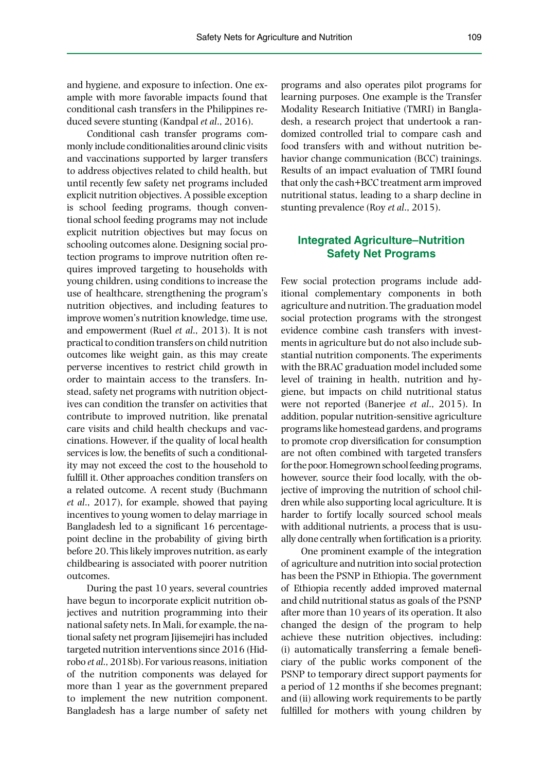and hygiene, and exposure to infection. One example with more favorable impacts found that conditional cash transfers in the Philippines reduced severe stunting (Kandpal *et al.*, 2016).

Conditional cash transfer programs commonly include conditionalities around clinic visits and vaccinations supported by larger transfers to address objectives related to child health, but until recently few safety net programs included explicit nutrition objectives. A possible exception is school feeding programs, though conventional school feeding programs may not include explicit nutrition objectives but may focus on schooling outcomes alone. Designing social protection programs to improve nutrition often requires improved targeting to households with young children, using conditions to increase the use of healthcare, strengthening the program's nutrition objectives, and including features to improve women's nutrition knowledge, time use, and empowerment (Ruel *et al.*, 2013). It is not practical to condition transfers on child nutrition outcomes like weight gain, as this may create perverse incentives to restrict child growth in order to maintain access to the transfers. Instead, safety net programs with nutrition objectives can condition the transfer on activities that contribute to improved nutrition, like prenatal care visits and child health checkups and vaccinations. However, if the quality of local health services is low, the benefits of such a conditionality may not exceed the cost to the household to fulfill it. Other approaches condition transfers on a related outcome. A recent study (Buchmann *et al.*, 2017), for example, showed that paying incentives to young women to delay marriage in Bangladesh led to a significant 16 percentage-point decline in the probability of giving birth before 20. This likely improves nutrition, as early childbearing is associated with poorer nutrition outcomes.

During the past 10 years, several countries have begun to incorporate explicit nutrition objectives and nutrition programming into their national safety nets. In Mali, for example, the national safety net program Jijisemejiri has included targeted nutrition interventions since 2016 (Hidrobo *et al.*, 2018b). For various reasons, initiation of the nutrition components was delayed for more than 1 year as the government prepared to implement the new nutrition component. Bangladesh has a large number of safety net programs and also operates pilot programs for learning purposes. One example is the Transfer Modality Research Initiative (TMRI) in Bangladesh, a research project that undertook a randomized controlled trial to compare cash and food transfers with and without nutrition behavior change communication (BCC) trainings. Results of an impact evaluation of TMRI found that only the cash+BCC treatment arm improved nutritional status, leading to a sharp decline in stunting prevalence (Roy *et al.*, 2015).

## Integrated Agriculture–Nutrition Safety Net Programs

Few social protection programs include additional complementary components in both agriculture and nutrition. The graduation model social protection programs with the strongest evidence combine cash transfers with investments in agriculture but do not also include substantial nutrition components. The experiments with the BRAC graduation model included some level of training in health, nutrition and hygiene, but impacts on child nutritional status were not reported (Banerjee *et al.*, 2015). In addition, popular nutrition-sensitive agriculture programs like homestead gardens, and programs to promote crop diversification for consumption are not often combined with targeted transfers for the poor. Homegrown school feeding programs, however, source their food locally, with the objective of improving the nutrition of school children while also supporting local agriculture. It is harder to fortify locally sourced school meals with additional nutrients, a process that is usually done centrally when fortification is a priority.

One prominent example of the integration of agriculture and nutrition into social protection has been the PSNP in Ethiopia. The government of Ethiopia recently added improved maternal and child nutritional status as goals of the PSNP after more than 10 years of its operation. It also changed the design of the program to help achieve these nutrition objectives, including: (i) automatically transferring a female beneficiary of the public works component of the PSNP to temporary direct support payments for a period of 12 months if she becomes pregnant; and (ii) allowing work requirements to be partly fulfilled for mothers with young children by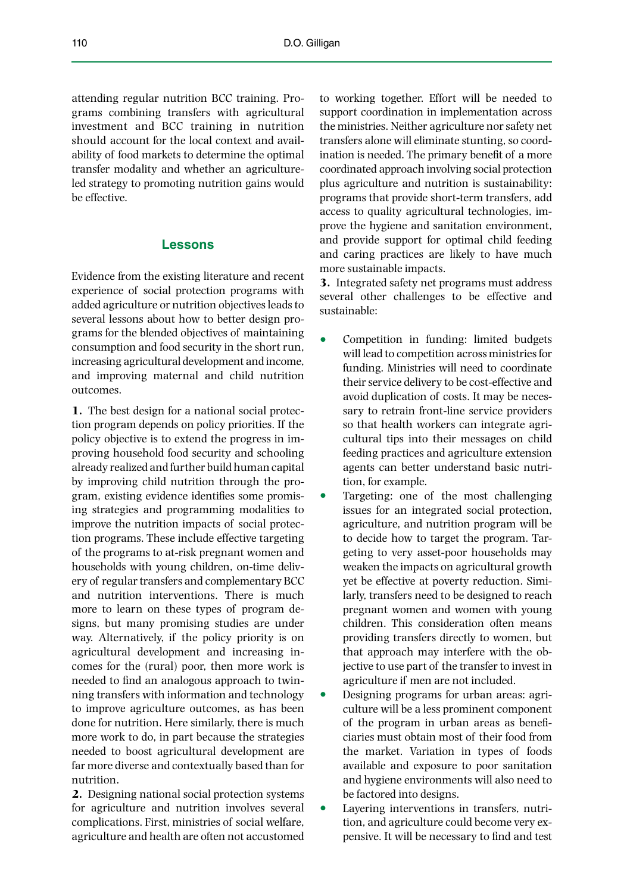attending regular nutrition BCC training. Programs combining transfers with agricultural investment and BCC training in nutrition should account for the local context and availability of food markets to determine the optimal transfer modality and whether an agriculture-led strategy to promoting nutrition gains would be effective.

## Lessons

Evidence from the existing literature and recent experience of social protection programs with added agriculture or nutrition objectives leads to several lessons about how to better design programs for the blended objectives of maintaining consumption and food security in the short run, increasing agricultural development and income, and improving maternal and child nutrition outcomes.

**1.** The best design for a national social protection program depends on policy priorities. If the policy objective is to extend the progress in improving household food security and schooling already realized and further build human capital by improving child nutrition through the program, existing evidence identifies some promising strategies and programming modalities to improve the nutrition impacts of social protection programs. These include effective targeting of the programs to at-risk pregnant women and households with young children, on-time delivery of regular transfers and complementary BCC and nutrition interventions. There is much more to learn on these types of program designs, but many promising studies are under way. Alternatively, if the policy priority is on agricultural development and increasing incomes for the (rural) poor, then more work is needed to find an analogous approach to twinning transfers with information and technology to improve agriculture outcomes, as has been done for nutrition. Here similarly, there is much more work to do, in part because the strategies needed to boost agricultural development are far more diverse and contextually based than for nutrition.

**2.** Designing national social protection systems for agriculture and nutrition involves several complications. First, ministries of social welfare, agriculture and health are often not accustomed to working together. Effort will be needed to support coordination in implementation across the ministries. Neither agriculture nor safety net transfers alone will eliminate stunting, so coordination is needed. The primary benefit of a more coordinated approach involving social protection plus agriculture and nutrition is sustainability: programs that provide short-term transfers, add access to quality agricultural technologies, improve the hygiene and sanitation environment, and provide support for optimal child feeding and caring practices are likely to have much more sustainable impacts.

**3.** Integrated safety net programs must address several other challenges to be effective and sustainable:

- Competition in funding: limited budgets will lead to competition across ministries for funding. Ministries will need to coordinate their service delivery to be cost-effective and avoid duplication of costs. It may be necessary to retrain front-line service providers so that health workers can integrate agricultural tips into their messages on child feeding practices and agriculture extension agents can better understand basic nutrition, for example.
- Targeting: one of the most challenging issues for an integrated social protection, agriculture, and nutrition program will be to decide how to target the program. Targeting to very asset-poor households may weaken the impacts on agricultural growth yet be effective at poverty reduction. Similarly, transfers need to be designed to reach pregnant women and women with young children. This consideration often means providing transfers directly to women, but that approach may interfere with the objective to use part of the transfer to invest in agriculture if men are not included.
- Designing programs for urban areas: agriculture will be a less prominent component of the program in urban areas as beneficiaries must obtain most of their food from the market. Variation in types of foods available and exposure to poor sanitation and hygiene environments will also need to be factored into designs.
- Layering interventions in transfers, nutrition, and agriculture could become very expensive. It will be necessary to find and test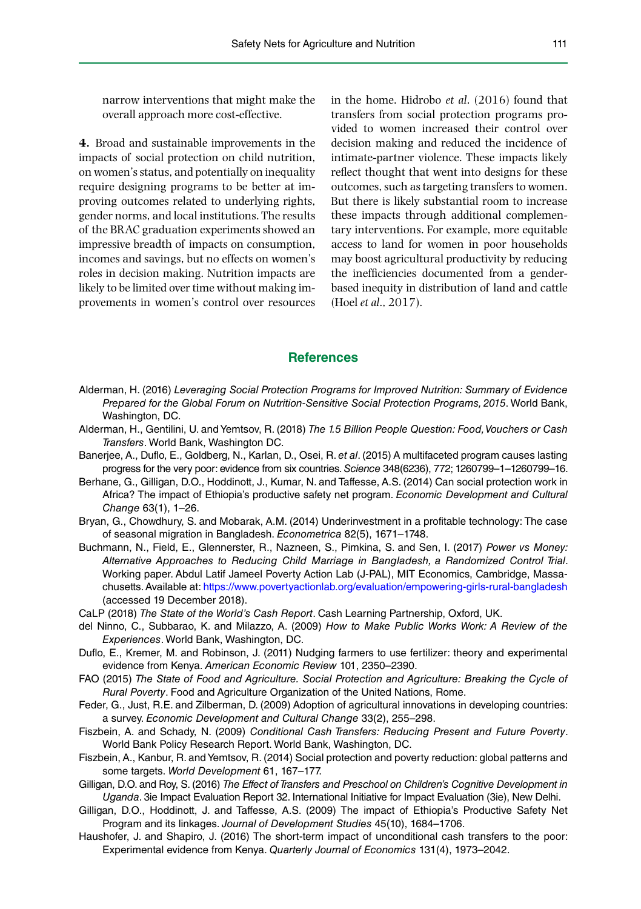narrow interventions that might make the overall approach more cost-effective.

**4.** Broad and sustainable improvements in the impacts of social protection on child nutrition, on women's status, and potentially on inequality require designing programs to be better at improving outcomes related to underlying rights, gender norms, and local institutions. The results of the BRAC graduation experiments showed an impressive breadth of impacts on consumption, incomes and savings, but no effects on women's roles in decision making. Nutrition impacts are likely to be limited over time without making improvements in women's control over resources in the home. Hidrobo *et al*. (2016) found that transfers from social protection programs provided to women increased their control over decision making and reduced the incidence of intimate-partner violence. These impacts likely reflect thought that went into designs for these outcomes, such as targeting transfers to women. But there is likely substantial room to increase these impacts through additional complementary interventions. For example, more equitable access to land for women in poor households may boost agricultural productivity by reducing the inefficiencies documented from a gender-based inequity in distribution of land and cattle (Hoel *et al*., 2017).

## References

Alderman, H. (2016) *Leveraging Social Protection Programs for Improved Nutrition: Summary of Evidence Prepared for the Global Forum on Nutrition-Sensitive Social Protection Programs, 2015*. World Bank, Washington, DC.

Alderman, H., Gentilini, U. and Yemtsov, R. (2018) *The 1.5 Billion People Question: Food, Vouchers or Cash Transfers*. World Bank, Washington DC.

Banerjee, A., Duflo, E., Goldberg, N., Karlan, D., Osei, R. *et al*. (2015) A multifaceted program causes lasting progress for the very poor: evidence from six countries. *Science* 348(6236), 772; 1260799–1–1260799–16.

Berhane, G., Gilligan, D.O., Hoddinott, J., Kumar, N. and Taffesse, A.S. (2014) Can social protection work in Africa? The impact of Ethiopia's productive safety net program. *Economic Development and Cultural Change* 63(1), 1–26.

Bryan, G., Chowdhury, S. and Mobarak, A.M. (2014) Underinvestment in a profitable technology: The case of seasonal migration in Bangladesh. *Econometrica* 82(5), 1671–1748.

Buchmann, N., Field, E., Glennerster, R., Nazneen, S., Pimkina, S. and Sen, I. (2017) *Power vs Money: Alternative Approaches to Reducing Child Marriage in Bangladesh, a Randomized Control Trial*. Working paper. Abdul Latif Jameel Poverty Action Lab (J-PAL), MIT Economics, Cambridge, Massachusetts. Available at: https://www.povertyactionlab.org/evaluation/empowering-girls-rural-bangladesh (accessed 19 December 2018).

CaLP (2018) *The State of the World's Cash Report*. Cash Learning Partnership, Oxford, UK.

del Ninno, C., Subbarao, K. and Milazzo, A. (2009) *How to Make Public Works Work: A Review of the Experiences*. World Bank, Washington, DC.

Duflo, E., Kremer, M. and Robinson, J. (2011) Nudging farmers to use fertilizer: theory and experimental evidence from Kenya. *American Economic Review* 101, 2350–2390.

FAO (2015) *The State of Food and Agriculture. Social Protection and Agriculture: Breaking the Cycle of Rural Poverty*. Food and Agriculture Organization of the United Nations, Rome.

Feder, G., Just, R.E. and Zilberman, D. (2009) Adoption of agricultural innovations in developing countries: a survey. *Economic Development and Cultural Change* 33(2), 255–298.

Fiszbein, A. and Schady, N. (2009) *Conditional Cash Transfers: Reducing Present and Future Poverty*. World Bank Policy Research Report. World Bank, Washington, DC.

Fiszbein, A., Kanbur, R. and Yemtsov, R. (2014) Social protection and poverty reduction: global patterns and some targets. *World Development* 61, 167–177.

Gilligan, D.O. and Roy, S. (2016) *The Effect of Transfers and Preschool on Children's Cognitive Development in Uganda*. 3ie Impact Evaluation Report 32. International Initiative for Impact Evaluation (3ie), New Delhi.

Gilligan, D.O., Hoddinott, J. and Taffesse, A.S. (2009) The impact of Ethiopia's Productive Safety Net Program and its linkages. *Journal of Development Studies* 45(10), 1684–1706.

Haushofer, J. and Shapiro, J. (2016) The short-term impact of unconditional cash transfers to the poor: Experimental evidence from Kenya. *Quarterly Journal of Economics* 131(4), 1973–2042.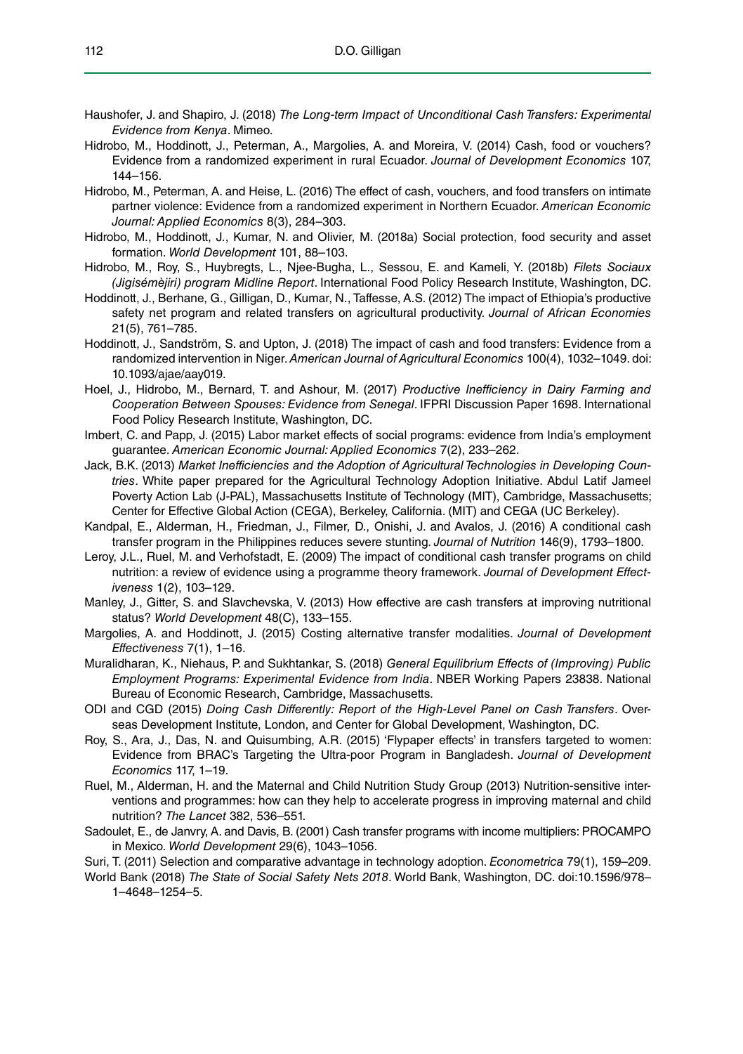Haushofer, J. and Shapiro, J. (2018) *The Long-term Impact of Unconditional Cash Transfers: Experimental Evidence from Kenya*. Mimeo.

Hidrobo, M., Hoddinott, J., Peterman, A., Margolies, A. and Moreira, V. (2014) Cash, food or vouchers? Evidence from a randomized experiment in rural Ecuador. *Journal of Development Economics* 107, 144–156.

Hidrobo, M., Peterman, A. and Heise, L. (2016) The effect of cash, vouchers, and food transfers on intimate partner violence: Evidence from a randomized experiment in Northern Ecuador. *American Economic Journal: Applied Economics* 8(3), 284–303.

Hidrobo, M., Hoddinott, J., Kumar, N. and Olivier, M. (2018a) Social protection, food security and asset formation. *World Development* 101, 88–103.

Hidrobo, M., Roy, S., Huybregts, L., Njee-Bugha, L., Sessou, E. and Kameli, Y. (2018b) *Filets Sociaux (Jigisémèjiri) program Midline Report*. International Food Policy Research Institute, Washington, DC.

Hoddinott, J., Berhane, G., Gilligan, D., Kumar, N., Taffesse, A.S. (2012) The impact of Ethiopia's productive safety net program and related transfers on agricultural productivity. *Journal of African Economies* 21(5), 761–785.

Hoddinott, J., Sandström, S. and Upton, J. (2018) The impact of cash and food transfers: Evidence from a randomized intervention in Niger. *American Journal of Agricultural Economics* 100(4), 1032–1049. doi: 10.1093/ajae/aay019.

Hoel, J., Hidrobo, M., Bernard, T. and Ashour, M. (2017) *Productive Inefficiency in Dairy Farming and Cooperation Between Spouses: Evidence from Senegal*. IFPRI Discussion Paper 1698. International Food Policy Research Institute, Washington, DC.

Imbert, C. and Papp, J. (2015) Labor market effects of social programs: evidence from India's employment guarantee. *American Economic Journal: Applied Economics* 7(2), 233–262.

Jack, B.K. (2013) *Market Inefficiencies and the Adoption of Agricultural Technologies in Developing Countries*. White paper prepared for the Agricultural Technology Adoption Initiative. Abdul Latif Jameel Poverty Action Lab (J-PAL), Massachusetts Institute of Technology (MIT), Cambridge, Massachusetts; Center for Effective Global Action (CEGA), Berkeley, California. (MIT) and CEGA (UC Berkeley).

Kandpal, E., Alderman, H., Friedman, J., Filmer, D., Onishi, J. and Avalos, J. (2016) A conditional cash transfer program in the Philippines reduces severe stunting. *Journal of Nutrition* 146(9), 1793–1800.

Leroy, J.L., Ruel, M. and Verhofstadt, E. (2009) The impact of conditional cash transfer programs on child nutrition: a review of evidence using a programme theory framework. *Journal of Development Effectiveness* 1(2), 103–129.

Manley, J., Gitter, S. and Slavchevska, V. (2013) How effective are cash transfers at improving nutritional status? *World Development* 48(C), 133–155.

Margolies, A. and Hoddinott, J. (2015) Costing alternative transfer modalities. *Journal of Development Effectiveness* 7(1), 1–16.

Muralidharan, K., Niehaus, P. and Sukhtankar, S. (2018) *General Equilibrium Effects of (Improving) Public Employment Programs: Experimental Evidence from India*. NBER Working Papers 23838. National Bureau of Economic Research, Cambridge, Massachusetts.

ODI and CGD (2015) *Doing Cash Differently: Report of the High-Level Panel on Cash Transfers*. Overseas Development Institute, London, and Center for Global Development, Washington, DC.

Roy, S., Ara, J., Das, N. and Quisumbing, A.R. (2015) 'Flypaper effects' in transfers targeted to women: Evidence from BRAC's Targeting the Ultra-poor Program in Bangladesh. *Journal of Development Economics* 117, 1–19.

Ruel, M., Alderman, H. and the Maternal and Child Nutrition Study Group (2013) Nutrition-sensitive interventions and programmes: how can they help to accelerate progress in improving maternal and child nutrition? *The Lancet* 382, 536–551.

Sadoulet, E., de Janvry, A. and Davis, B. (2001) Cash transfer programs with income multipliers: PROCAMPO in Mexico. *World Development* 29(6), 1043–1056.

Suri, T. (2011) Selection and comparative advantage in technology adoption. *Econometrica* 79(1), 159–209.

World Bank (2018) *The State of Social Safety Nets 2018*. World Bank, Washington, DC. doi:10.1596/978–1–4648–1254–5.